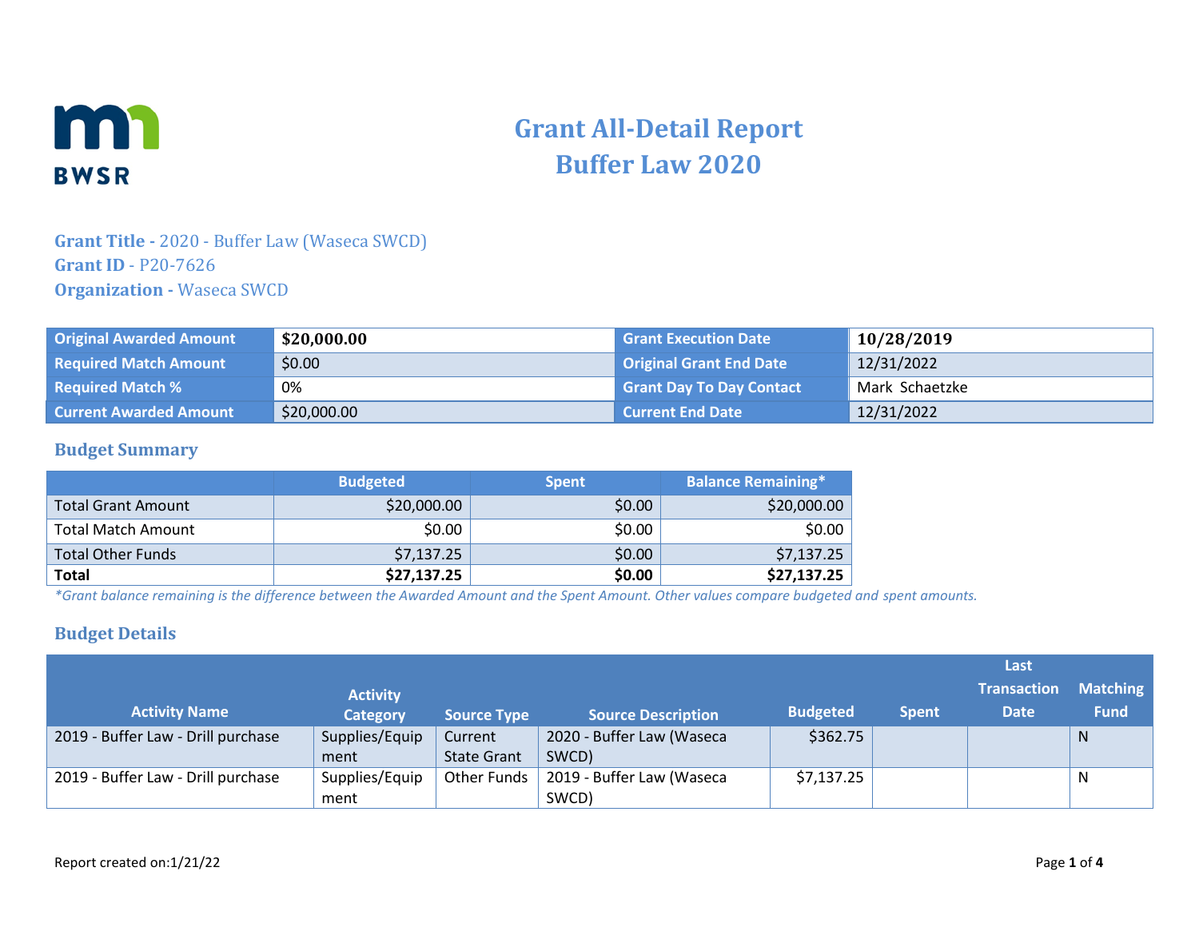# Grant All-Detail Report
# Buffer Law 2020

**Grant Title -** 2020 - Buffer Law (Waseca SWCD)
**Grant ID** - P20-7626
**Organization -** Waseca SWCD

| | | | |
|---|---|---|---|
| **Original Awarded Amount** | **$20,000.00** | **Grant Execution Date** | **10/28/2019** |
| **Required Match Amount** | $0.00 | **Original Grant End Date** | 12/31/2022 |
| **Required Match %** | 0% | **Grant Day To Day Contact** | Mark Schaetzke |
| **Current Awarded Amount** | $20,000.00 | **Current End Date** | 12/31/2022 |

## Budget Summary

| | Budgeted | Spent | Balance Remaining* |
|---|---|---|---|
| Total Grant Amount | $20,000.00 | $0.00 | $20,000.00 |
| Total Match Amount | $0.00 | $0.00 | $0.00 |
| Total Other Funds | $7,137.25 | $0.00 | $7,137.25 |
| **Total** | **$27,137.25** | **$0.00** | **$27,137.25** |

*\*Grant balance remaining is the difference between the Awarded Amount and the Spent Amount. Other values compare budgeted and spent amounts.*

## Budget Details

| Activity Name | Activity Category | Source Type | Source Description | Budgeted | Spent | Last Transaction Date | Matching Fund |
|---|---|---|---|---|---|---|---|
| 2019 - Buffer Law - Drill purchase | Supplies/Equipment | Current State Grant | 2020 - Buffer Law (Waseca SWCD) | $362.75 | | | N |
| 2019 - Buffer Law - Drill purchase | Supplies/Equipment | Other Funds | 2019 - Buffer Law (Waseca SWCD) | $7,137.25 | | | N |

Report created on:1/21/22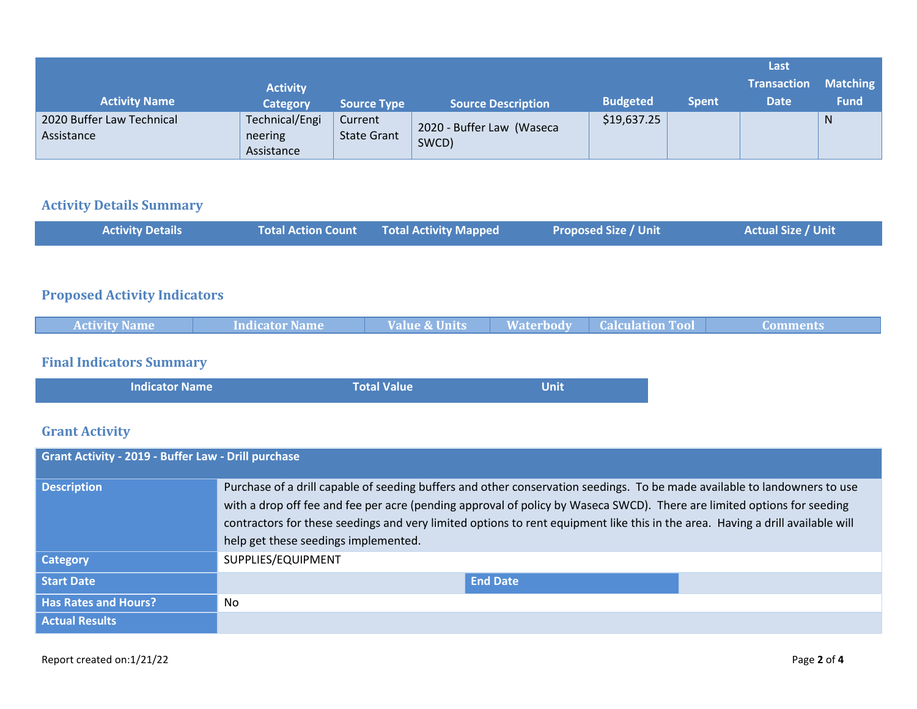| Activity Name | Activity Category | Source Type | Source Description | Budgeted | Spent | Last Transaction Date | Matching Fund |
|---|---|---|---|---|---|---|---|
| 2020 Buffer Law Technical Assistance | Technical/Engineering Assistance | Current State Grant | 2020 - Buffer Law (Waseca SWCD) | $19,637.25 | | | N |

## Activity Details Summary

| Activity Details | Total Action Count | Total Activity Mapped | Proposed Size / Unit | Actual Size / Unit |
|---|---|---|---|---|

## Proposed Activity Indicators

| Activity Name | Indicator Name | Value & Units | Waterbody | Calculation Tool | Comments |
|---|---|---|---|---|---|

## Final Indicators Summary

| Indicator Name | Total Value | Unit |
|---|---|---|

## Grant Activity

| Grant Activity - 2019 - Buffer Law - Drill purchase | | | |
|---|---|---|---|
| Description | Purchase of a drill capable of seeding buffers and other conservation seedings. To be made available to landowners to use with a drop off fee and fee per acre (pending approval of policy by Waseca SWCD). There are limited options for seeding contractors for these seedings and very limited options to rent equipment like this in the area. Having a drill available will help get these seedings implemented. | | |
| Category | SUPPLIES/EQUIPMENT | | |
| Start Date | | End Date | |
| Has Rates and Hours? | No | | |
| Actual Results | | | |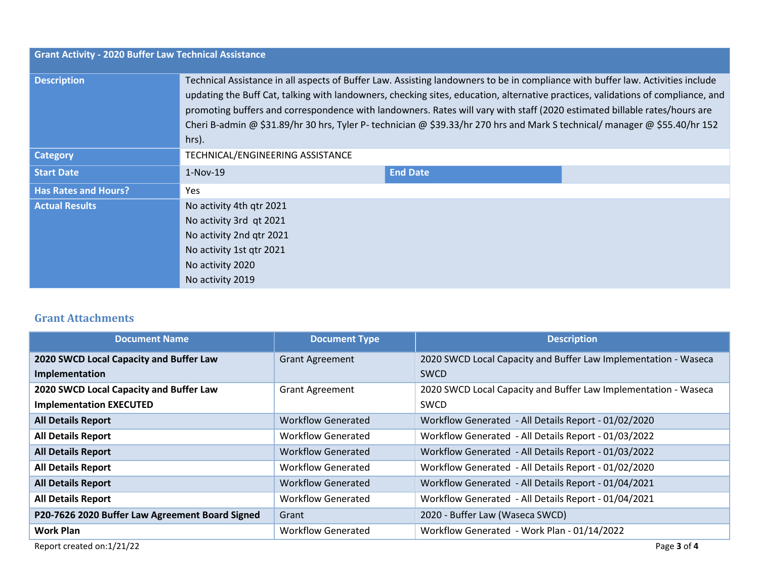| Grant Activity - 2020 Buffer Law Technical Assistance | | | |
|---|---|---|---|
| **Description** | Technical Assistance in all aspects of Buffer Law. Assisting landowners to be in compliance with buffer law. Activities include updating the Buff Cat, talking with landowners, checking sites, education, alternative practices, validations of compliance, and promoting buffers and correspondence with landowners. Rates will vary with staff (2020 estimated billable rates/hours are Cheri B-admin @ $31.89/hr 30 hrs, Tyler P- technician @ $39.33/hr 270 hrs and Mark S technical/ manager @ $55.40/hr 152 hrs). | | |
| **Category** | TECHNICAL/ENGINEERING ASSISTANCE | | |
| **Start Date** | 1-Nov-19 | **End Date** | |
| **Has Rates and Hours?** | Yes | | |
| **Actual Results** | No activity 4th qtr 2021<br>No activity 3rd qt 2021<br>No activity 2nd qtr 2021<br>No activity 1st qtr 2021<br>No activity 2020<br>No activity 2019 | | |

## Grant Attachments

| Document Name | Document Type | Description |
|---|---|---|
| **2020 SWCD Local Capacity and Buffer Law Implementation** | Grant Agreement | 2020 SWCD Local Capacity and Buffer Law Implementation - Waseca SWCD |
| **2020 SWCD Local Capacity and Buffer Law Implementation EXECUTED** | Grant Agreement | 2020 SWCD Local Capacity and Buffer Law Implementation - Waseca SWCD |
| **All Details Report** | Workflow Generated | Workflow Generated - All Details Report - 01/02/2020 |
| **All Details Report** | Workflow Generated | Workflow Generated - All Details Report - 01/03/2022 |
| **All Details Report** | Workflow Generated | Workflow Generated - All Details Report - 01/03/2022 |
| **All Details Report** | Workflow Generated | Workflow Generated - All Details Report - 01/02/2020 |
| **All Details Report** | Workflow Generated | Workflow Generated - All Details Report - 01/04/2021 |
| **All Details Report** | Workflow Generated | Workflow Generated - All Details Report - 01/04/2021 |
| **P20-7626 2020 Buffer Law Agreement Board Signed** | Grant | 2020 - Buffer Law (Waseca SWCD) |
| **Work Plan** | Workflow Generated | Workflow Generated - Work Plan - 01/14/2022 |

Report created on:1/21/22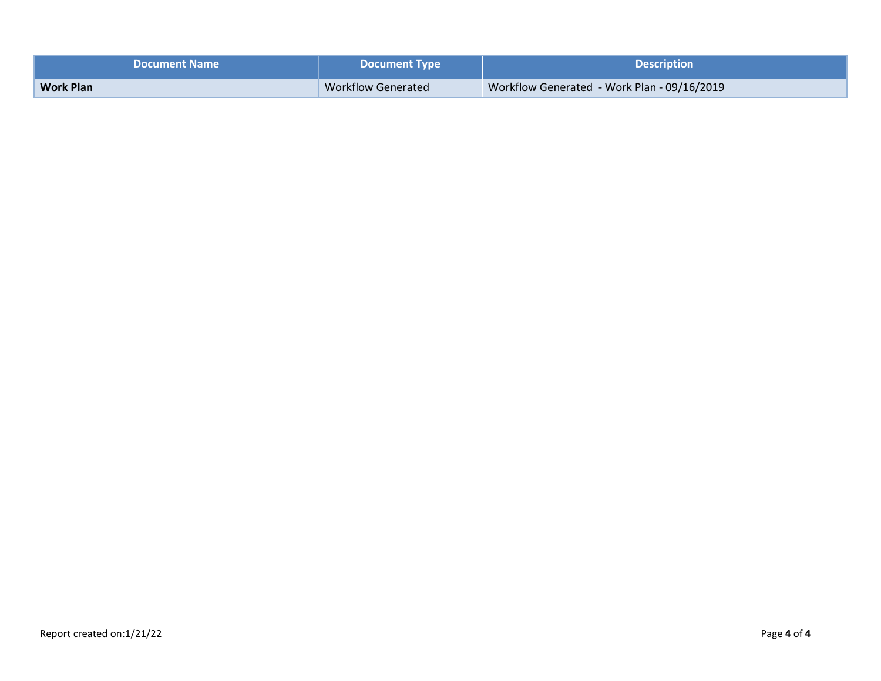| Document Name | Document Type | Description |
|---|---|---|
| **Work Plan** | Workflow Generated | Workflow Generated - Work Plan - 09/16/2019 |

Report created on:1/21/22